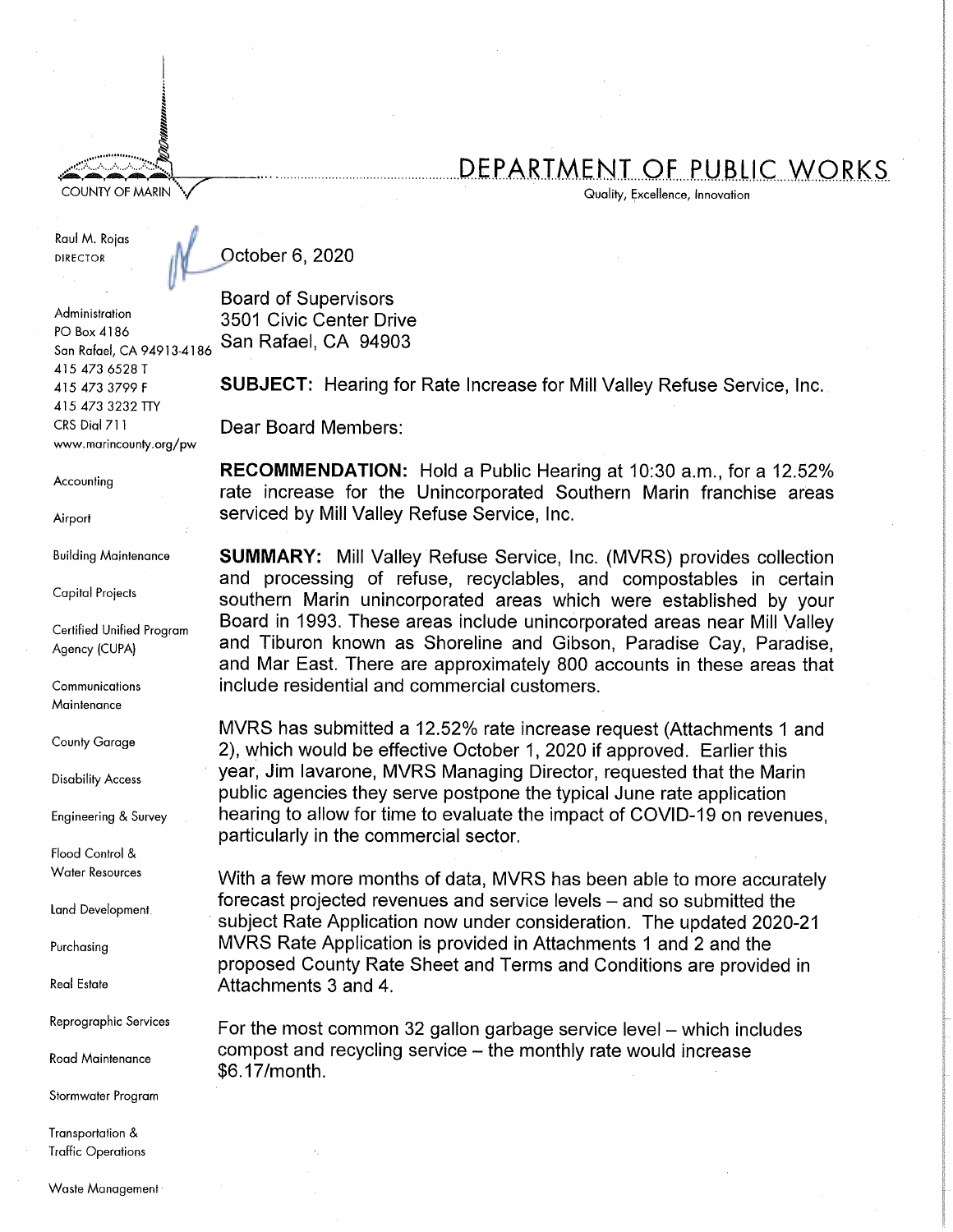COUNTY OF MARIN

# DEPARTMENT OF PUBLIC WORKS

Quality, Excellence, Innovation

Raul M. Rojas
DIRECTOR

Administration
PO Box 4186
San Rafael, CA 94913-4186
415 473 6528 T
415 473 3799 F
415 473 3232 TTY
CRS Dial 711
www.marincounty.org/pw

Accounting

Airport

Building Maintenance

Capital Projects

Certified Unified Program Agency (CUPA)

Communications Maintenance

County Garage

Disability Access

Engineering & Survey

Flood Control & Water Resources

Land Development

Purchasing

Real Estate

Reprographic Services

Road Maintenance

Stormwater Program

Transportation & Traffic Operations

Waste Management

October 6, 2020

Board of Supervisors
3501 Civic Center Drive
San Rafael, CA 94903

**SUBJECT:** Hearing for Rate Increase for Mill Valley Refuse Service, Inc.

Dear Board Members:

**RECOMMENDATION:** Hold a Public Hearing at 10:30 a.m., for a 12.52% rate increase for the Unincorporated Southern Marin franchise areas serviced by Mill Valley Refuse Service, Inc.

**SUMMARY:** Mill Valley Refuse Service, Inc. (MVRS) provides collection and processing of refuse, recyclables, and compostables in certain southern Marin unincorporated areas which were established by your Board in 1993. These areas include unincorporated areas near Mill Valley and Tiburon known as Shoreline and Gibson, Paradise Cay, Paradise, and Mar East. There are approximately 800 accounts in these areas that include residential and commercial customers.

MVRS has submitted a 12.52% rate increase request (Attachments 1 and 2), which would be effective October 1, 2020 if approved. Earlier this year, Jim Iavarone, MVRS Managing Director, requested that the Marin public agencies they serve postpone the typical June rate application hearing to allow for time to evaluate the impact of COVID-19 on revenues, particularly in the commercial sector.

With a few more months of data, MVRS has been able to more accurately forecast projected revenues and service levels – and so submitted the subject Rate Application now under consideration. The updated 2020-21 MVRS Rate Application is provided in Attachments 1 and 2 and the proposed County Rate Sheet and Terms and Conditions are provided in Attachments 3 and 4.

For the most common 32 gallon garbage service level – which includes compost and recycling service – the monthly rate would increase $6.17/month.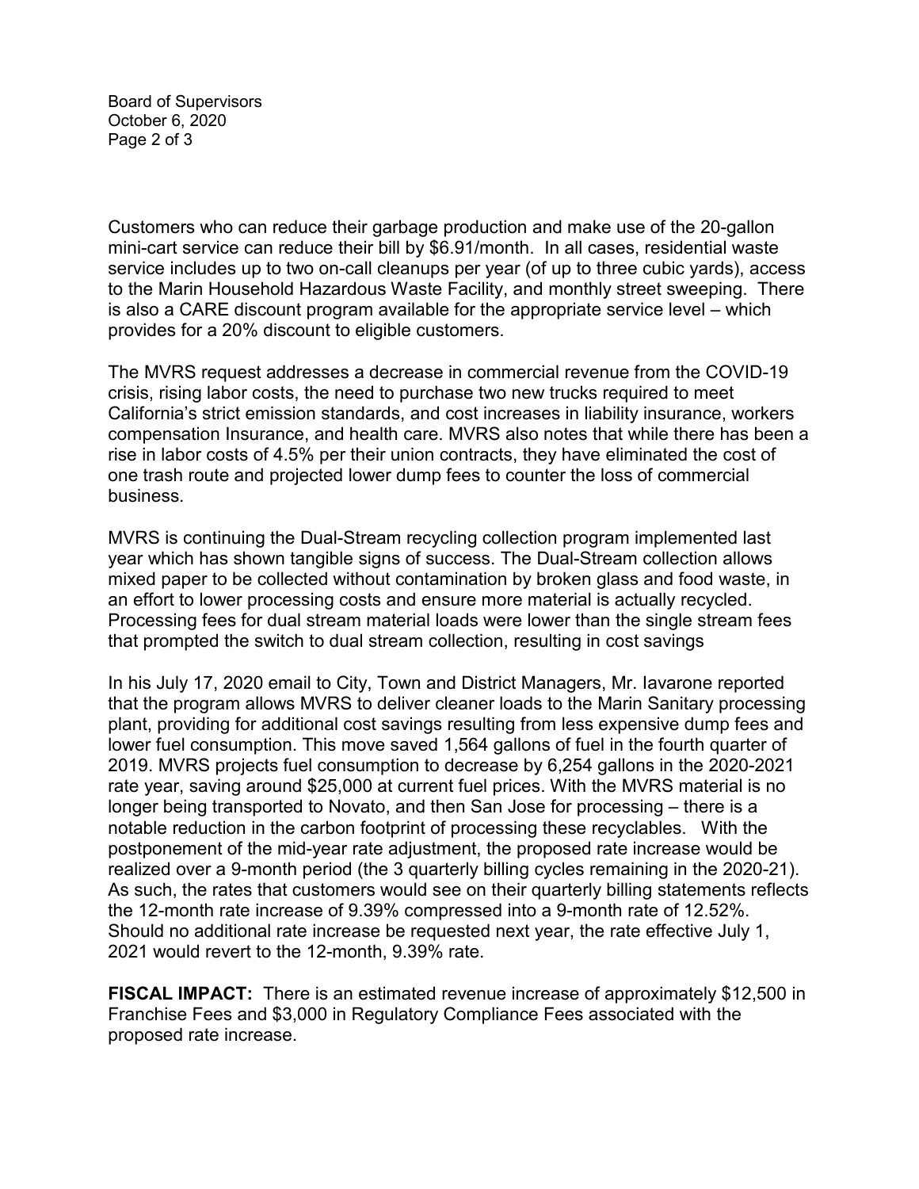Customers who can reduce their garbage production and make use of the 20-gallon mini-cart service can reduce their bill by $6.91/month. In all cases, residential waste service includes up to two on-call cleanups per year (of up to three cubic yards), access to the Marin Household Hazardous Waste Facility, and monthly street sweeping. There is also a CARE discount program available for the appropriate service level – which provides for a 20% discount to eligible customers.

The MVRS request addresses a decrease in commercial revenue from the COVID-19 crisis, rising labor costs, the need to purchase two new trucks required to meet California's strict emission standards, and cost increases in liability insurance, workers compensation Insurance, and health care. MVRS also notes that while there has been a rise in labor costs of 4.5% per their union contracts, they have eliminated the cost of one trash route and projected lower dump fees to counter the loss of commercial business.

MVRS is continuing the Dual-Stream recycling collection program implemented last year which has shown tangible signs of success. The Dual-Stream collection allows mixed paper to be collected without contamination by broken glass and food waste, in an effort to lower processing costs and ensure more material is actually recycled. Processing fees for dual stream material loads were lower than the single stream fees that prompted the switch to dual stream collection, resulting in cost savings

In his July 17, 2020 email to City, Town and District Managers, Mr. Iavarone reported that the program allows MVRS to deliver cleaner loads to the Marin Sanitary processing plant, providing for additional cost savings resulting from less expensive dump fees and lower fuel consumption. This move saved 1,564 gallons of fuel in the fourth quarter of 2019. MVRS projects fuel consumption to decrease by 6,254 gallons in the 2020-2021 rate year, saving around $25,000 at current fuel prices. With the MVRS material is no longer being transported to Novato, and then San Jose for processing – there is a notable reduction in the carbon footprint of processing these recyclables. With the postponement of the mid-year rate adjustment, the proposed rate increase would be realized over a 9-month period (the 3 quarterly billing cycles remaining in the 2020-21). As such, the rates that customers would see on their quarterly billing statements reflects the 12-month rate increase of 9.39% compressed into a 9-month rate of 12.52%. Should no additional rate increase be requested next year, the rate effective July 1, 2021 would revert to the 12-month, 9.39% rate.

**FISCAL IMPACT:** There is an estimated revenue increase of approximately $12,500 in Franchise Fees and $3,000 in Regulatory Compliance Fees associated with the proposed rate increase.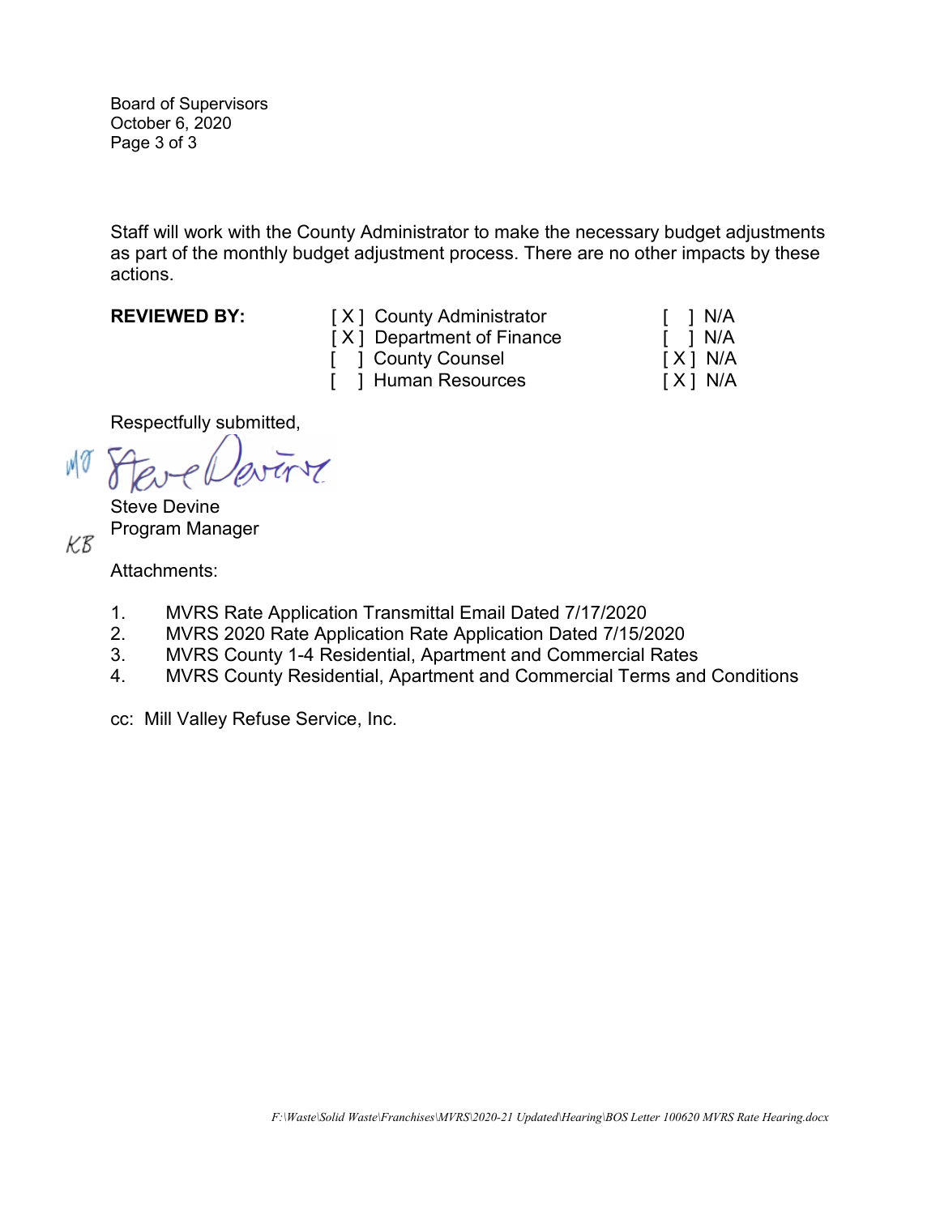Staff will work with the County Administrator to make the necessary budget adjustments as part of the monthly budget adjustment process. There are no other impacts by these actions.

| | | |
|---|---|---|
| **REVIEWED BY:** | [ X ] County Administrator | [ ] N/A |
| | [ X ] Department of Finance | [ ] N/A |
| | [ ] County Counsel | [ X ] N/A |
| | [ ] Human Resources | [ X ] N/A |

Respectfully submitted,

MG Steve Devine

Steve Devine
Program Manager

KB

Attachments:

1. MVRS Rate Application Transmittal Email Dated 7/17/2020
2. MVRS 2020 Rate Application Rate Application Dated 7/15/2020
3. MVRS County 1-4 Residential, Apartment and Commercial Rates
4. MVRS County Residential, Apartment and Commercial Terms and Conditions

cc: Mill Valley Refuse Service, Inc.

*F:\Waste\Solid Waste\Franchises\MVRS\2020-21 Updated\Hearing\BOS Letter 100620 MVRS Rate Hearing.docx*